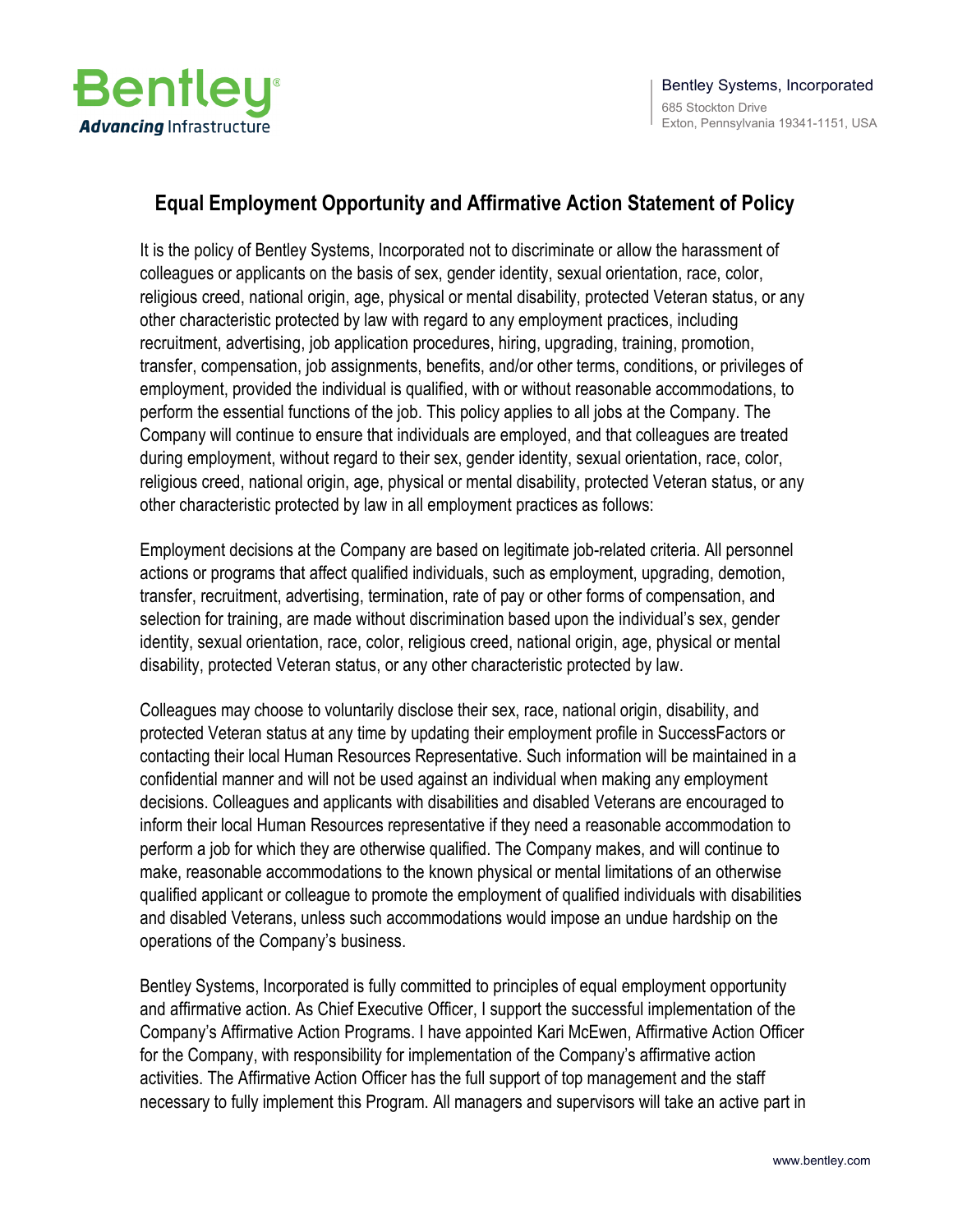Bentley Systems, Incorporated
685 Stockton Drive
Exton, Pennsylvania 19341-1151, USA

## Equal Employment Opportunity and Affirmative Action Statement of Policy

It is the policy of Bentley Systems, Incorporated not to discriminate or allow the harassment of colleagues or applicants on the basis of sex, gender identity, sexual orientation, race, color, religious creed, national origin, age, physical or mental disability, protected Veteran status, or any other characteristic protected by law with regard to any employment practices, including recruitment, advertising, job application procedures, hiring, upgrading, training, promotion, transfer, compensation, job assignments, benefits, and/or other terms, conditions, or privileges of employment, provided the individual is qualified, with or without reasonable accommodations, to perform the essential functions of the job. This policy applies to all jobs at the Company. The Company will continue to ensure that individuals are employed, and that colleagues are treated during employment, without regard to their sex, gender identity, sexual orientation, race, color, religious creed, national origin, age, physical or mental disability, protected Veteran status, or any other characteristic protected by law in all employment practices as follows:

Employment decisions at the Company are based on legitimate job-related criteria. All personnel actions or programs that affect qualified individuals, such as employment, upgrading, demotion, transfer, recruitment, advertising, termination, rate of pay or other forms of compensation, and selection for training, are made without discrimination based upon the individual's sex, gender identity, sexual orientation, race, color, religious creed, national origin, age, physical or mental disability, protected Veteran status, or any other characteristic protected by law.

Colleagues may choose to voluntarily disclose their sex, race, national origin, disability, and protected Veteran status at any time by updating their employment profile in SuccessFactors or contacting their local Human Resources Representative. Such information will be maintained in a confidential manner and will not be used against an individual when making any employment decisions. Colleagues and applicants with disabilities and disabled Veterans are encouraged to inform their local Human Resources representative if they need a reasonable accommodation to perform a job for which they are otherwise qualified. The Company makes, and will continue to make, reasonable accommodations to the known physical or mental limitations of an otherwise qualified applicant or colleague to promote the employment of qualified individuals with disabilities and disabled Veterans, unless such accommodations would impose an undue hardship on the operations of the Company's business.

Bentley Systems, Incorporated is fully committed to principles of equal employment opportunity and affirmative action. As Chief Executive Officer, I support the successful implementation of the Company's Affirmative Action Programs. I have appointed Kari McEwen, Affirmative Action Officer for the Company, with responsibility for implementation of the Company's affirmative action activities. The Affirmative Action Officer has the full support of top management and the staff necessary to fully implement this Program. All managers and supervisors will take an active part in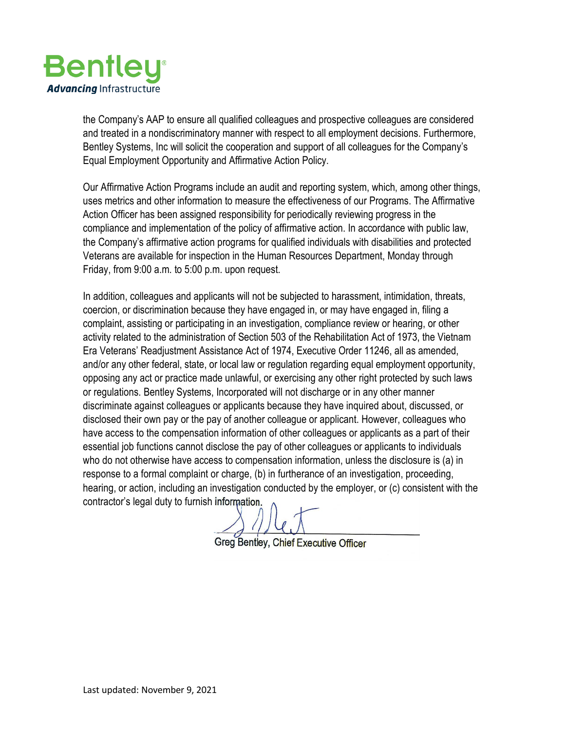the Company's AAP to ensure all qualified colleagues and prospective colleagues are considered and treated in a nondiscriminatory manner with respect to all employment decisions. Furthermore, Bentley Systems, Inc will solicit the cooperation and support of all colleagues for the Company's Equal Employment Opportunity and Affirmative Action Policy.

Our Affirmative Action Programs include an audit and reporting system, which, among other things, uses metrics and other information to measure the effectiveness of our Programs. The Affirmative Action Officer has been assigned responsibility for periodically reviewing progress in the compliance and implementation of the policy of affirmative action. In accordance with public law, the Company's affirmative action programs for qualified individuals with disabilities and protected Veterans are available for inspection in the Human Resources Department, Monday through Friday, from 9:00 a.m. to 5:00 p.m. upon request.

In addition, colleagues and applicants will not be subjected to harassment, intimidation, threats, coercion, or discrimination because they have engaged in, or may have engaged in, filing a complaint, assisting or participating in an investigation, compliance review or hearing, or other activity related to the administration of Section 503 of the Rehabilitation Act of 1973, the Vietnam Era Veterans' Readjustment Assistance Act of 1974, Executive Order 11246, all as amended, and/or any other federal, state, or local law or regulation regarding equal employment opportunity, opposing any act or practice made unlawful, or exercising any other right protected by such laws or regulations. Bentley Systems, Incorporated will not discharge or in any other manner discriminate against colleagues or applicants because they have inquired about, discussed, or disclosed their own pay or the pay of another colleague or applicant. However, colleagues who have access to the compensation information of other colleagues or applicants as a part of their essential job functions cannot disclose the pay of other colleagues or applicants to individuals who do not otherwise have access to compensation information, unless the disclosure is (a) in response to a formal complaint or charge, (b) in furtherance of an investigation, proceeding, hearing, or action, including an investigation conducted by the employer, or (c) consistent with the contractor's legal duty to furnish information.

Greg Bentley, Chief Executive Officer

Last updated: November 9, 2021